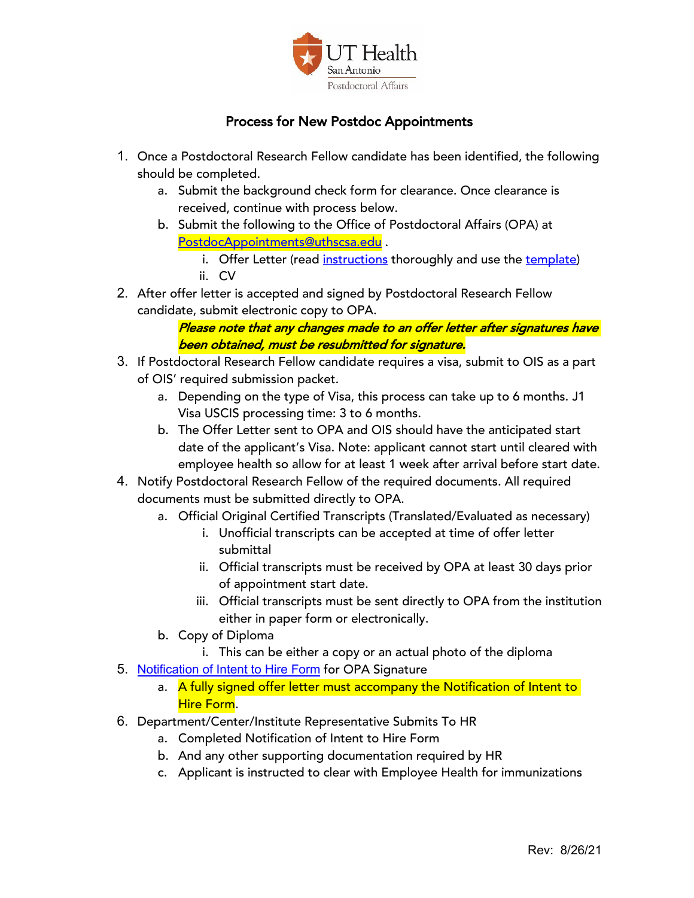UT Health San Antonio
Postdoctoral Affairs

# Process for New Postdoc Appointments

1. Once a Postdoctoral Research Fellow candidate has been identified, the following should be completed.
    a. Submit the background check form for clearance. Once clearance is received, continue with process below.
    b. Submit the following to the Office of Postdoctoral Affairs (OPA) at PostdocAppointments@uthscsa.edu .
        i. Offer Letter (read instructions thoroughly and use the template)
        ii. CV
2. After offer letter is accepted and signed by Postdoctoral Research Fellow candidate, submit electronic copy to OPA.

    ***Please note that any changes made to an offer letter after signatures have been obtained, must be resubmitted for signature.***

3. If Postdoctoral Research Fellow candidate requires a visa, submit to OIS as a part of OIS' required submission packet.
    a. Depending on the type of Visa, this process can take up to 6 months. J1 Visa USCIS processing time: 3 to 6 months.
    b. The Offer Letter sent to OPA and OIS should have the anticipated start date of the applicant's Visa. Note: applicant cannot start until cleared with employee health so allow for at least 1 week after arrival before start date.
4. Notify Postdoctoral Research Fellow of the required documents. All required documents must be submitted directly to OPA.
    a. Official Original Certified Transcripts (Translated/Evaluated as necessary)
        i. Unofficial transcripts can be accepted at time of offer letter submittal
        ii. Official transcripts must be received by OPA at least 30 days prior of appointment start date.
        iii. Official transcripts must be sent directly to OPA from the institution either in paper form or electronically.
    b. Copy of Diploma
        i. This can be either a copy or an actual photo of the diploma
5. Notification of Intent to Hire Form for OPA Signature
    a. A fully signed offer letter must accompany the Notification of Intent to Hire Form.
6. Department/Center/Institute Representative Submits To HR
    a. Completed Notification of Intent to Hire Form
    b. And any other supporting documentation required by HR
    c. Applicant is instructed to clear with Employee Health for immunizations

Rev: 8/26/21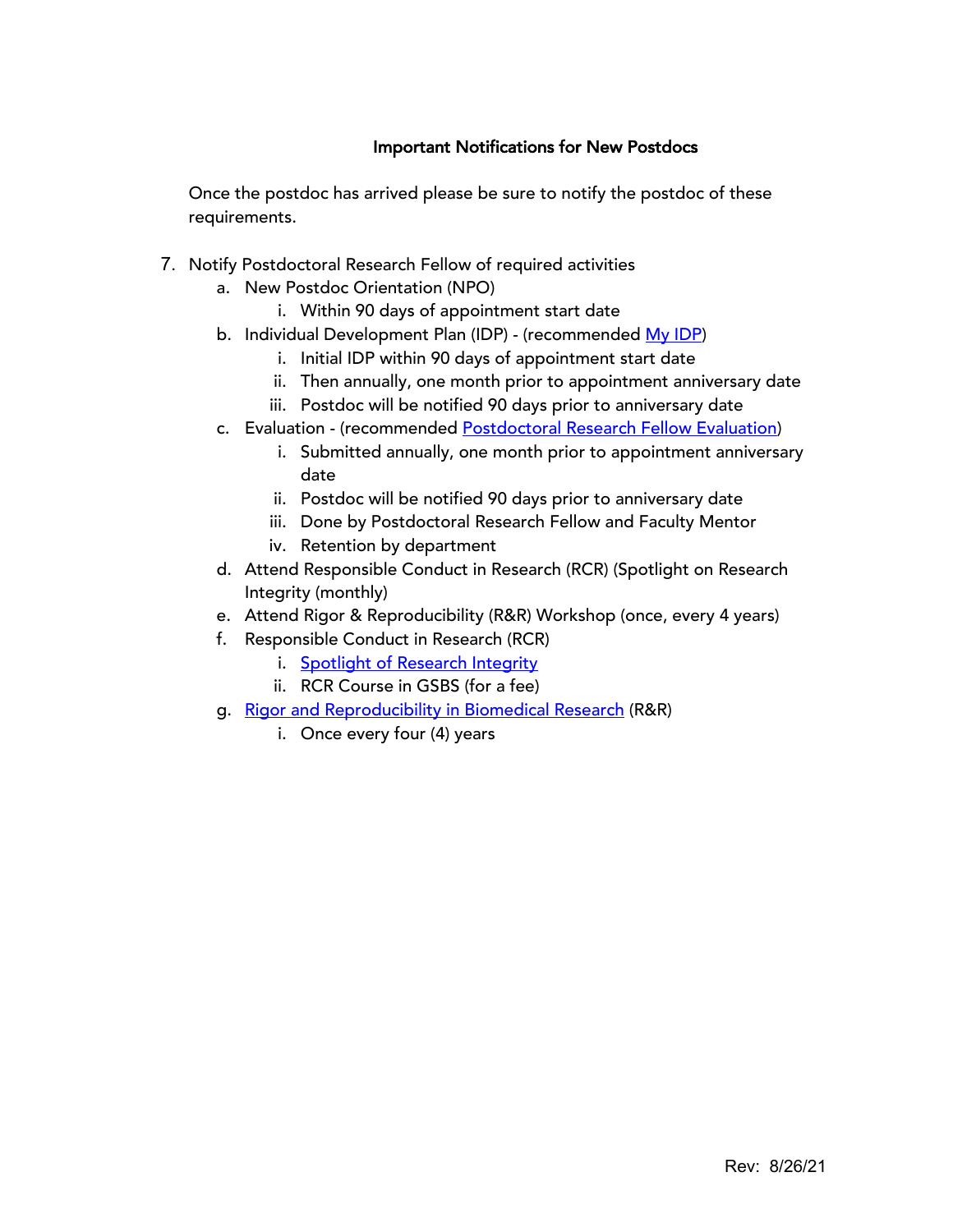**Important Notifications for New Postdocs**

Once the postdoc has arrived please be sure to notify the postdoc of these requirements.

7. Notify Postdoctoral Research Fellow of required activities
    a. New Postdoc Orientation (NPO)
        i. Within 90 days of appointment start date
    b. Individual Development Plan (IDP) - (recommended [My IDP])
        i. Initial IDP within 90 days of appointment start date
        ii. Then annually, one month prior to appointment anniversary date
        iii. Postdoc will be notified 90 days prior to anniversary date
    c. Evaluation - (recommended [Postdoctoral Research Fellow Evaluation])
        i. Submitted annually, one month prior to appointment anniversary date
        ii. Postdoc will be notified 90 days prior to anniversary date
        iii. Done by Postdoctoral Research Fellow and Faculty Mentor
        iv. Retention by department
    d. Attend Responsible Conduct in Research (RCR) (Spotlight on Research Integrity (monthly)
    e. Attend Rigor & Reproducibility (R&R) Workshop (once, every 4 years)
    f. Responsible Conduct in Research (RCR)
        i. [Spotlight of Research Integrity]
        ii. RCR Course in GSBS (for a fee)
    g. [Rigor and Reproducibility in Biomedical Research] (R&R)
        i. Once every four (4) years

Rev: 8/26/21